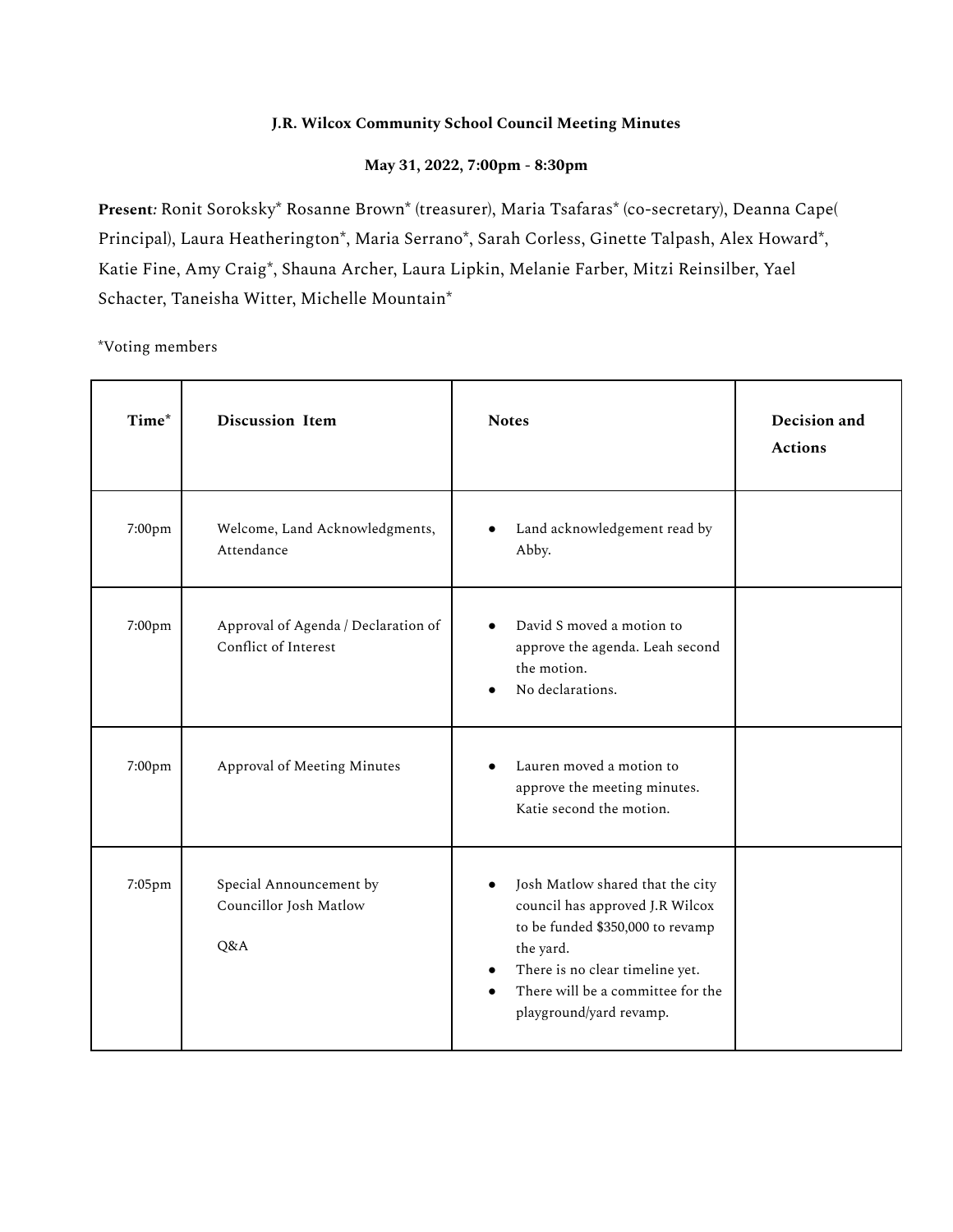**J.R. Wilcox Community School Council Meeting Minutes**

**May 31, 2022, 7:00pm - 8:30pm**

**Present***:* Ronit Soroksky* Rosanne Brown* (treasurer), Maria Tsafaras* (co-secretary), Deanna Cape( Principal), Laura Heatherington*, Maria Serrano*, Sarah Corless, Ginette Talpash, Alex Howard*, Katie Fine, Amy Craig*, Shauna Archer, Laura Lipkin, Melanie Farber, Mitzi Reinsilber, Yael Schacter, Taneisha Witter, Michelle Mountain*

*Voting members

| Time* | Discussion Item | Notes | Decision and Actions |
|---|---|---|---|
| 7:00pm | Welcome, Land Acknowledgments, Attendance | • Land acknowledgement read by Abby. | |
| 7:00pm | Approval of Agenda / Declaration of Conflict of Interest | • David S moved a motion to approve the agenda. Leah second the motion.<br>• No declarations. | |
| 7:00pm | Approval of Meeting Minutes | • Lauren moved a motion to approve the meeting minutes. Katie second the motion. | |
| 7:05pm | Special Announcement by Councillor Josh Matlow<br><br>Q&A | • Josh Matlow shared that the city council has approved J.R Wilcox to be funded $350,000 to revamp the yard.<br>• There is no clear timeline yet.<br>• There will be a committee for the playground/yard revamp. | |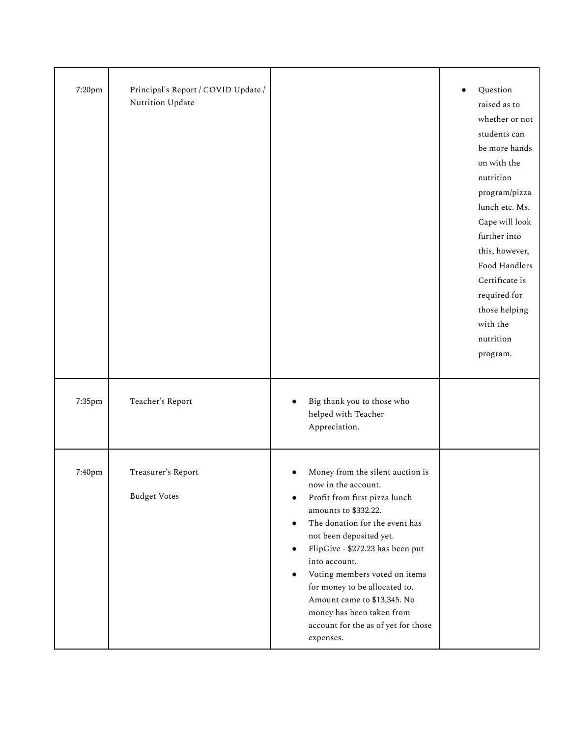| 7:20pm | Principal's Report / COVID Update / Nutrition Update | | • Question raised as to whether or not students can be more hands on with the nutrition program/pizza lunch etc. Ms. Cape will look further into this, however, Food Handlers Certificate is required for those helping with the nutrition program. |
|---|---|---|---|
| 7:35pm | Teacher's Report | • Big thank you to those who helped with Teacher Appreciation. | |
| 7:40pm | Treasurer's Report<br><br>Budget Votes | • Money from the silent auction is now in the account.<br>• Profit from first pizza lunch amounts to $332.22.<br>• The donation for the event has not been deposited yet.<br>• FlipGive - $272.23 has been put into account.<br>• Voting members voted on items for money to be allocated to. Amount came to $13,345. No money has been taken from account for the as of yet for those expenses. | |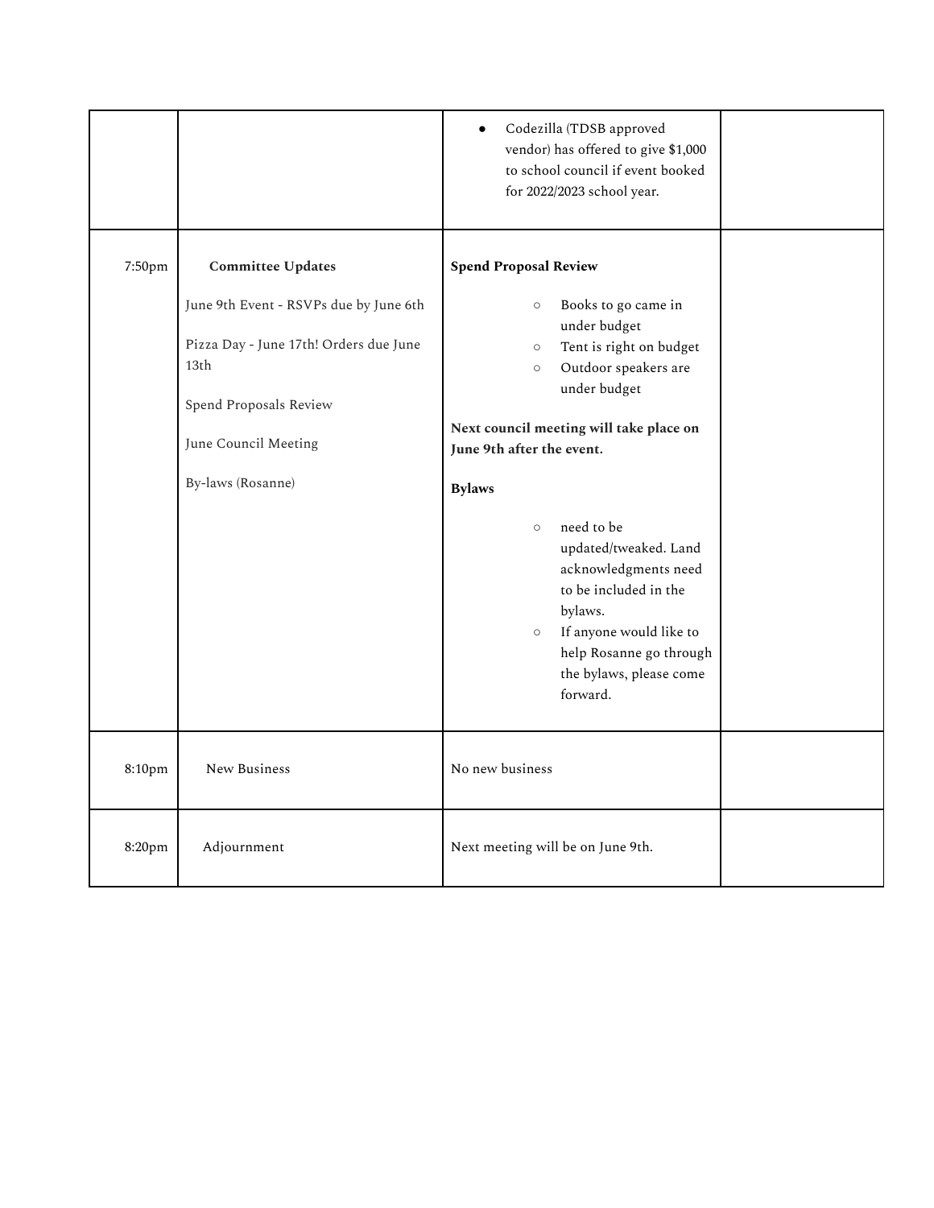| | | | |
|---|---|---|---|
| | | • Codezilla (TDSB approved vendor) has offered to give $1,000 to school council if event booked for 2022/2023 school year. | |
| 7:50pm | **Committee Updates**<br><br>June 9th Event - RSVPs due by June 6th<br><br>Pizza Day - June 17th! Orders due June 13th<br><br>Spend Proposals Review<br><br>June Council Meeting<br><br>By-laws (Rosanne) | **Spend Proposal Review**<br><br>○ Books to go came in under budget<br>○ Tent is right on budget<br>○ Outdoor speakers are under budget<br><br>**Next council meeting will take place on June 9th after the event.**<br><br>**Bylaws**<br><br>○ need to be updated/tweaked. Land acknowledgments need to be included in the bylaws.<br>○ If anyone would like to help Rosanne go through the bylaws, please come forward. | |
| 8:10pm | New Business | No new business | |
| 8:20pm | Adjournment | Next meeting will be on June 9th. | |